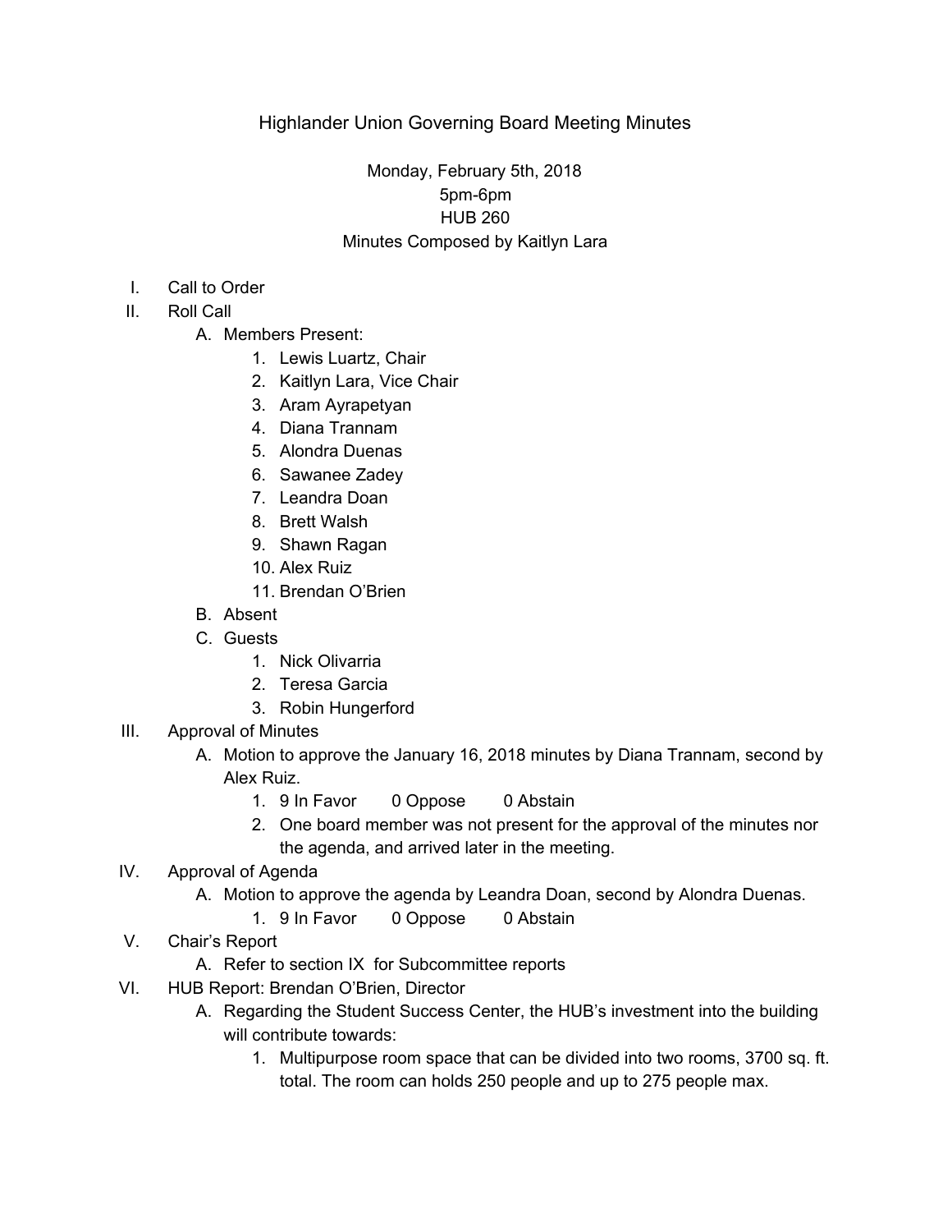# Highlander Union Governing Board Meeting Minutes

Monday, February 5th, 2018
5pm-6pm
HUB 260
Minutes Composed by Kaitlyn Lara

I. Call to Order

II. Roll Call

   A. Members Present:
      1. Lewis Luartz, Chair
      2. Kaitlyn Lara, Vice Chair
      3. Aram Ayrapetyan
      4. Diana Trannam
      5. Alondra Duenas
      6. Sawanee Zadey
      7. Leandra Doan
      8. Brett Walsh
      9. Shawn Ragan
      10. Alex Ruiz
      11. Brendan O'Brien

   B. Absent

   C. Guests
      1. Nick Olivarria
      2. Teresa Garcia
      3. Robin Hungerford

III. Approval of Minutes

   A. Motion to approve the January 16, 2018 minutes by Diana Trannam, second by Alex Ruiz.
      1. 9 In Favor     0 Oppose     0 Abstain
      2. One board member was not present for the approval of the minutes nor the agenda, and arrived later in the meeting.

IV. Approval of Agenda

   A. Motion to approve the agenda by Leandra Doan, second by Alondra Duenas.
      1. 9 In Favor     0 Oppose     0 Abstain

V. Chair's Report

   A. Refer to section IX for Subcommittee reports

VI. HUB Report: Brendan O'Brien, Director

   A. Regarding the Student Success Center, the HUB's investment into the building will contribute towards:
      1. Multipurpose room space that can be divided into two rooms, 3700 sq. ft. total. The room can holds 250 people and up to 275 people max.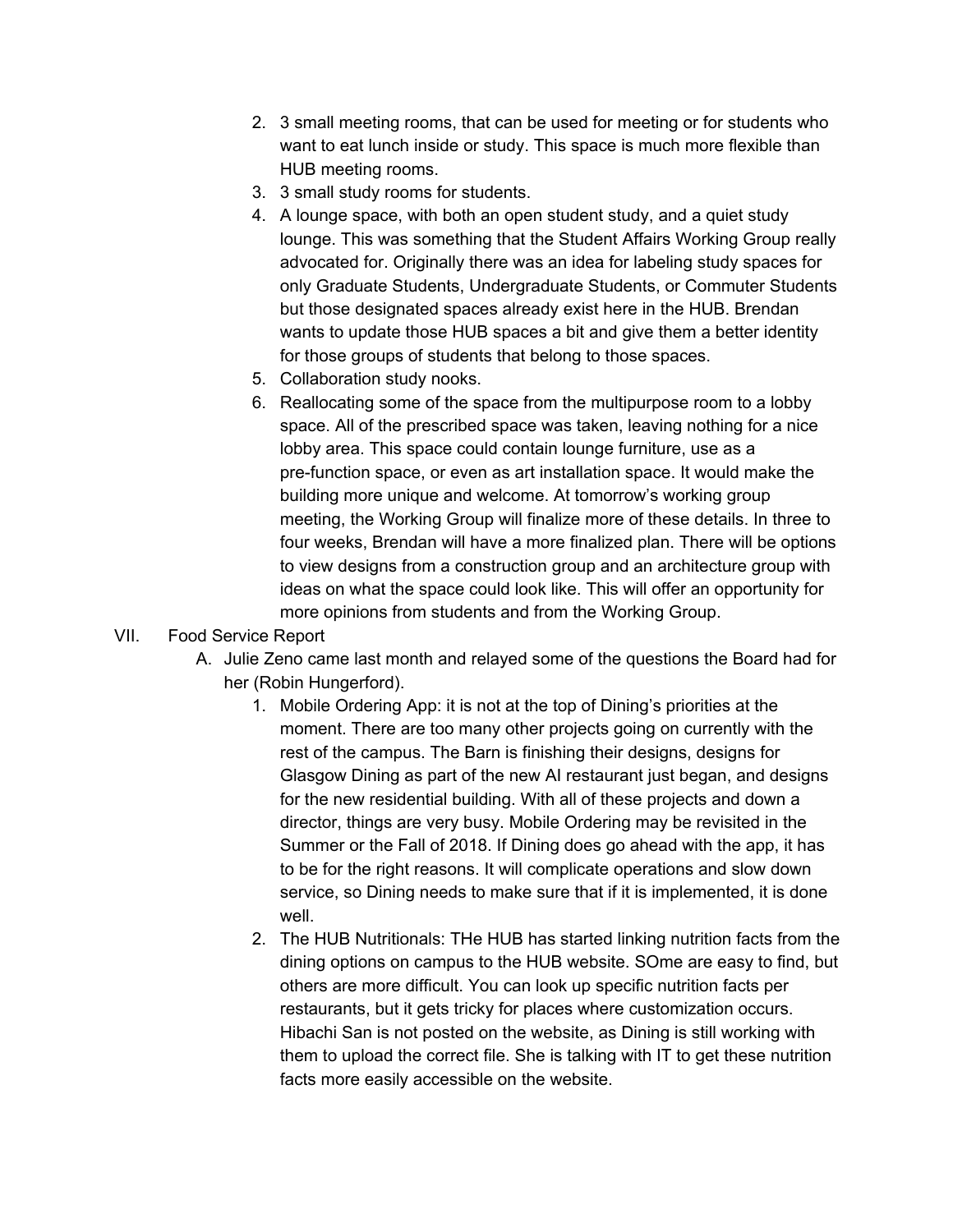2. 3 small meeting rooms, that can be used for meeting or for students who want to eat lunch inside or study. This space is much more flexible than HUB meeting rooms.
3. 3 small study rooms for students.
4. A lounge space, with both an open student study, and a quiet study lounge. This was something that the Student Affairs Working Group really advocated for. Originally there was an idea for labeling study spaces for only Graduate Students, Undergraduate Students, or Commuter Students but those designated spaces already exist here in the HUB. Brendan wants to update those HUB spaces a bit and give them a better identity for those groups of students that belong to those spaces.
5. Collaboration study nooks.
6. Reallocating some of the space from the multipurpose room to a lobby space. All of the prescribed space was taken, leaving nothing for a nice lobby area. This space could contain lounge furniture, use as a pre-function space, or even as art installation space. It would make the building more unique and welcome. At tomorrow's working group meeting, the Working Group will finalize more of these details. In three to four weeks, Brendan will have a more finalized plan. There will be options to view designs from a construction group and an architecture group with ideas on what the space could look like. This will offer an opportunity for more opinions from students and from the Working Group.

VII. Food Service Report

A. Julie Zeno came last month and relayed some of the questions the Board had for her (Robin Hungerford).

1. Mobile Ordering App: it is not at the top of Dining's priorities at the moment. There are too many other projects going on currently with the rest of the campus. The Barn is finishing their designs, designs for Glasgow Dining as part of the new AI restaurant just began, and designs for the new residential building. With all of these projects and down a director, things are very busy. Mobile Ordering may be revisited in the Summer or the Fall of 2018. If Dining does go ahead with the app, it has to be for the right reasons. It will complicate operations and slow down service, so Dining needs to make sure that if it is implemented, it is done well.
2. The HUB Nutritionals: THe HUB has started linking nutrition facts from the dining options on campus to the HUB website. SOme are easy to find, but others are more difficult. You can look up specific nutrition facts per restaurants, but it gets tricky for places where customization occurs. Hibachi San is not posted on the website, as Dining is still working with them to upload the correct file. She is talking with IT to get these nutrition facts more easily accessible on the website.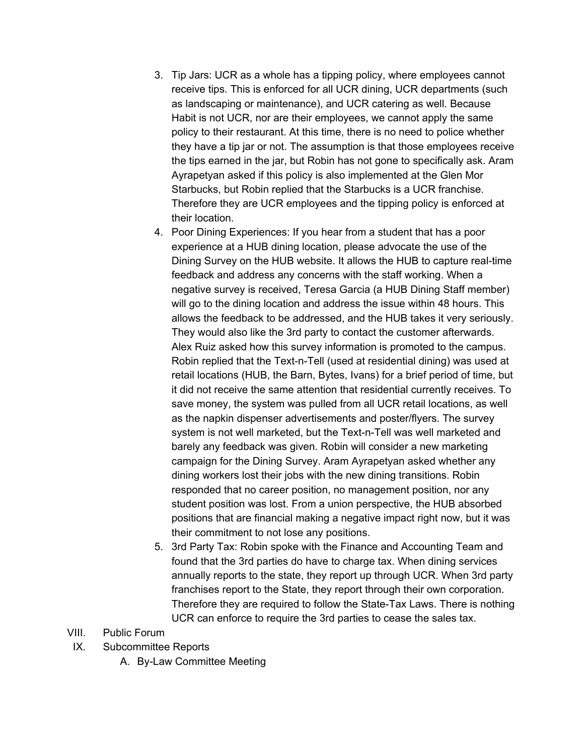3. Tip Jars: UCR as a whole has a tipping policy, where employees cannot receive tips. This is enforced for all UCR dining, UCR departments (such as landscaping or maintenance), and UCR catering as well. Because Habit is not UCR, nor are their employees, we cannot apply the same policy to their restaurant. At this time, there is no need to police whether they have a tip jar or not. The assumption is that those employees receive the tips earned in the jar, but Robin has not gone to specifically ask. Aram Ayrapetyan asked if this policy is also implemented at the Glen Mor Starbucks, but Robin replied that the Starbucks is a UCR franchise. Therefore they are UCR employees and the tipping policy is enforced at their location.
4. Poor Dining Experiences: If you hear from a student that has a poor experience at a HUB dining location, please advocate the use of the Dining Survey on the HUB website. It allows the HUB to capture real-time feedback and address any concerns with the staff working. When a negative survey is received, Teresa Garcia (a HUB Dining Staff member) will go to the dining location and address the issue within 48 hours. This allows the feedback to be addressed, and the HUB takes it very seriously. They would also like the 3rd party to contact the customer afterwards. Alex Ruiz asked how this survey information is promoted to the campus. Robin replied that the Text-n-Tell (used at residential dining) was used at retail locations (HUB, the Barn, Bytes, Ivans) for a brief period of time, but it did not receive the same attention that residential currently receives. To save money, the system was pulled from all UCR retail locations, as well as the napkin dispenser advertisements and poster/flyers. The survey system is not well marketed, but the Text-n-Tell was well marketed and barely any feedback was given. Robin will consider a new marketing campaign for the Dining Survey. Aram Ayrapetyan asked whether any dining workers lost their jobs with the new dining transitions. Robin responded that no career position, no management position, nor any student position was lost. From a union perspective, the HUB absorbed positions that are financial making a negative impact right now, but it was their commitment to not lose any positions.
5. 3rd Party Tax: Robin spoke with the Finance and Accounting Team and found that the 3rd parties do have to charge tax. When dining services annually reports to the state, they report up through UCR. When 3rd party franchises report to the State, they report through their own corporation. Therefore they are required to follow the State-Tax Laws. There is nothing UCR can enforce to require the 3rd parties to cease the sales tax.

VIII. Public Forum

IX. Subcommittee Reports

A. By-Law Committee Meeting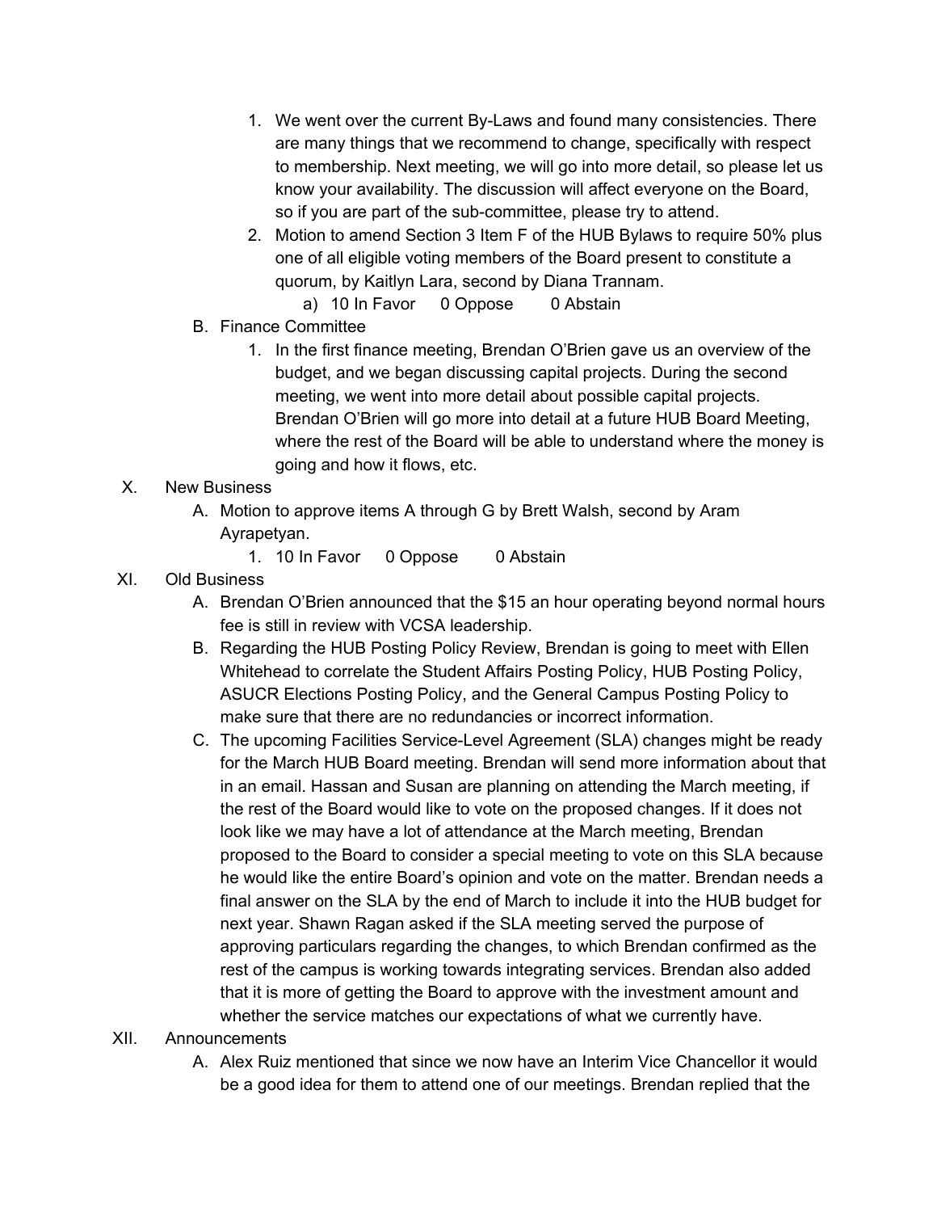1. We went over the current By-Laws and found many consistencies. There are many things that we recommend to change, specifically with respect to membership. Next meeting, we will go into more detail, so please let us know your availability. The discussion will affect everyone on the Board, so if you are part of the sub-committee, please try to attend.
2. Motion to amend Section 3 Item F of the HUB Bylaws to require 50% plus one of all eligible voting members of the Board present to constitute a quorum, by Kaitlyn Lara, second by Diana Trannam.
    a) 10 In Favor  0 Oppose  0 Abstain

B. Finance Committee

1. In the first finance meeting, Brendan O'Brien gave us an overview of the budget, and we began discussing capital projects. During the second meeting, we went into more detail about possible capital projects. Brendan O'Brien will go more into detail at a future HUB Board Meeting, where the rest of the Board will be able to understand where the money is going and how it flows, etc.

X. New Business

A. Motion to approve items A through G by Brett Walsh, second by Aram Ayrapetyan.

1. 10 In Favor  0 Oppose  0 Abstain

XI. Old Business

A. Brendan O'Brien announced that the $15 an hour operating beyond normal hours fee is still in review with VCSA leadership.

B. Regarding the HUB Posting Policy Review, Brendan is going to meet with Ellen Whitehead to correlate the Student Affairs Posting Policy, HUB Posting Policy, ASUCR Elections Posting Policy, and the General Campus Posting Policy to make sure that there are no redundancies or incorrect information.

C. The upcoming Facilities Service-Level Agreement (SLA) changes might be ready for the March HUB Board meeting. Brendan will send more information about that in an email. Hassan and Susan are planning on attending the March meeting, if the rest of the Board would like to vote on the proposed changes. If it does not look like we may have a lot of attendance at the March meeting, Brendan proposed to the Board to consider a special meeting to vote on this SLA because he would like the entire Board's opinion and vote on the matter. Brendan needs a final answer on the SLA by the end of March to include it into the HUB budget for next year. Shawn Ragan asked if the SLA meeting served the purpose of approving particulars regarding the changes, to which Brendan confirmed as the rest of the campus is working towards integrating services. Brendan also added that it is more of getting the Board to approve with the investment amount and whether the service matches our expectations of what we currently have.

XII. Announcements

A. Alex Ruiz mentioned that since we now have an Interim Vice Chancellor it would be a good idea for them to attend one of our meetings. Brendan replied that the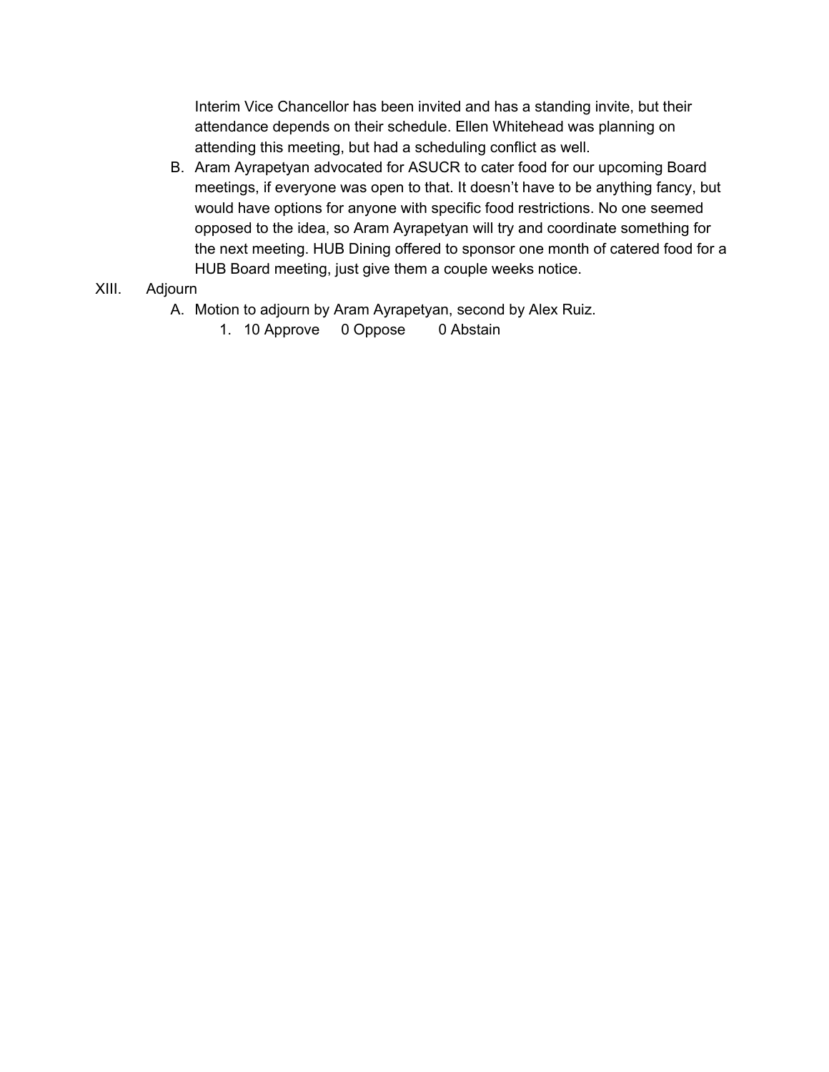Interim Vice Chancellor has been invited and has a standing invite, but their attendance depends on their schedule. Ellen Whitehead was planning on attending this meeting, but had a scheduling conflict as well.

B. Aram Ayrapetyan advocated for ASUCR to cater food for our upcoming Board meetings, if everyone was open to that. It doesn't have to be anything fancy, but would have options for anyone with specific food restrictions. No one seemed opposed to the idea, so Aram Ayrapetyan will try and coordinate something for the next meeting. HUB Dining offered to sponsor one month of catered food for a HUB Board meeting, just give them a couple weeks notice.

XIII. Adjourn

A. Motion to adjourn by Aram Ayrapetyan, second by Alex Ruiz.

1. 10 Approve 0 Oppose 0 Abstain